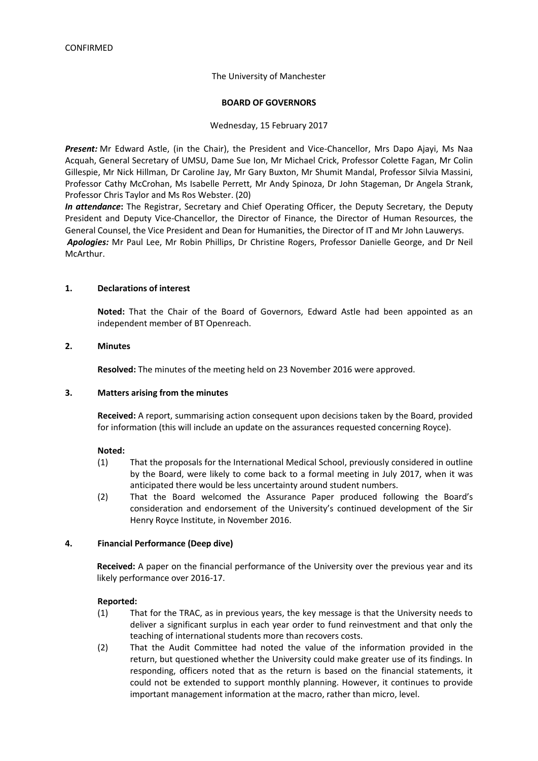CONFIRMED

The University of Manchester

**BOARD OF GOVERNORS**

Wednesday, 15 February 2017

***Present:*** Mr Edward Astle, (in the Chair), the President and Vice-Chancellor, Mrs Dapo Ajayi, Ms Naa Acquah, General Secretary of UMSU, Dame Sue Ion, Mr Michael Crick, Professor Colette Fagan, Mr Colin Gillespie, Mr Nick Hillman, Dr Caroline Jay, Mr Gary Buxton, Mr Shumit Mandal, Professor Silvia Massini, Professor Cathy McCrohan, Ms Isabelle Perrett, Mr Andy Spinoza, Dr John Stageman, Dr Angela Strank, Professor Chris Taylor and Ms Ros Webster. (20)

***In attendance*:** The Registrar, Secretary and Chief Operating Officer, the Deputy Secretary, the Deputy President and Deputy Vice-Chancellor, the Director of Finance, the Director of Human Resources, the General Counsel, the Vice President and Dean for Humanities, the Director of IT and Mr John Lauwerys.

***Apologies:*** Mr Paul Lee, Mr Robin Phillips, Dr Christine Rogers, Professor Danielle George, and Dr Neil McArthur.

## 1. Declarations of interest

**Noted:** That the Chair of the Board of Governors, Edward Astle had been appointed as an independent member of BT Openreach.

## 2. Minutes

**Resolved:** The minutes of the meeting held on 23 November 2016 were approved.

## 3. Matters arising from the minutes

**Received:** A report, summarising action consequent upon decisions taken by the Board, provided for information (this will include an update on the assurances requested concerning Royce).

**Noted:**

(1) That the proposals for the International Medical School, previously considered in outline by the Board, were likely to come back to a formal meeting in July 2017, when it was anticipated there would be less uncertainty around student numbers.

(2) That the Board welcomed the Assurance Paper produced following the Board's consideration and endorsement of the University's continued development of the Sir Henry Royce Institute, in November 2016.

## 4. Financial Performance (Deep dive)

**Received:** A paper on the financial performance of the University over the previous year and its likely performance over 2016-17.

**Reported:**

(1) That for the TRAC, as in previous years, the key message is that the University needs to deliver a significant surplus in each year order to fund reinvestment and that only the teaching of international students more than recovers costs.

(2) That the Audit Committee had noted the value of the information provided in the return, but questioned whether the University could make greater use of its findings. In responding, officers noted that as the return is based on the financial statements, it could not be extended to support monthly planning. However, it continues to provide important management information at the macro, rather than micro, level.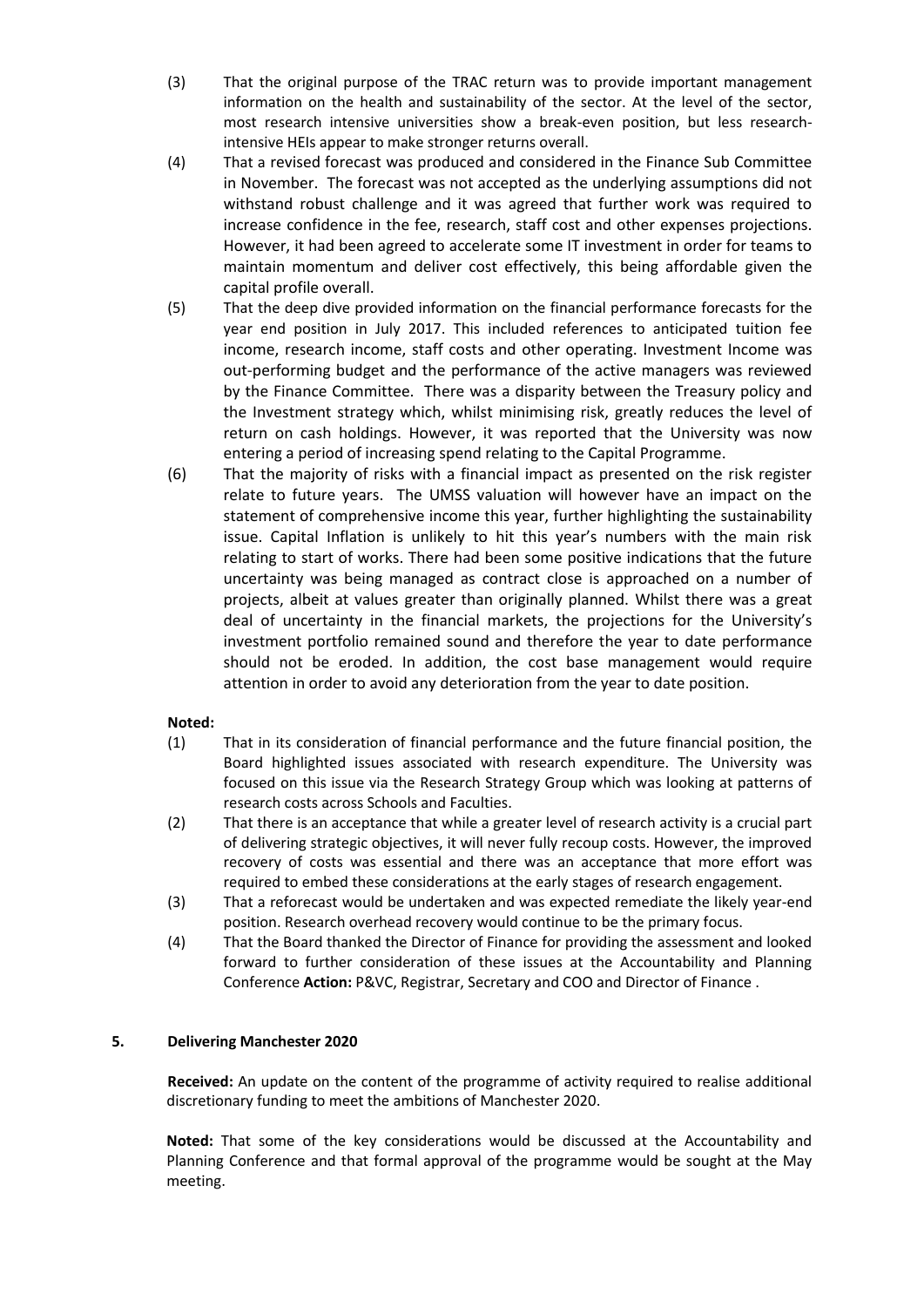(3) That the original purpose of the TRAC return was to provide important management information on the health and sustainability of the sector. At the level of the sector, most research intensive universities show a break-even position, but less research-intensive HEIs appear to make stronger returns overall.

(4) That a revised forecast was produced and considered in the Finance Sub Committee in November. The forecast was not accepted as the underlying assumptions did not withstand robust challenge and it was agreed that further work was required to increase confidence in the fee, research, staff cost and other expenses projections. However, it had been agreed to accelerate some IT investment in order for teams to maintain momentum and deliver cost effectively, this being affordable given the capital profile overall.

(5) That the deep dive provided information on the financial performance forecasts for the year end position in July 2017. This included references to anticipated tuition fee income, research income, staff costs and other operating. Investment Income was out-performing budget and the performance of the active managers was reviewed by the Finance Committee. There was a disparity between the Treasury policy and the Investment strategy which, whilst minimising risk, greatly reduces the level of return on cash holdings. However, it was reported that the University was now entering a period of increasing spend relating to the Capital Programme.

(6) That the majority of risks with a financial impact as presented on the risk register relate to future years. The UMSS valuation will however have an impact on the statement of comprehensive income this year, further highlighting the sustainability issue. Capital Inflation is unlikely to hit this year's numbers with the main risk relating to start of works. There had been some positive indications that the future uncertainty was being managed as contract close is approached on a number of projects, albeit at values greater than originally planned. Whilst there was a great deal of uncertainty in the financial markets, the projections for the University's investment portfolio remained sound and therefore the year to date performance should not be eroded. In addition, the cost base management would require attention in order to avoid any deterioration from the year to date position.

**Noted:**

(1) That in its consideration of financial performance and the future financial position, the Board highlighted issues associated with research expenditure. The University was focused on this issue via the Research Strategy Group which was looking at patterns of research costs across Schools and Faculties.

(2) That there is an acceptance that while a greater level of research activity is a crucial part of delivering strategic objectives, it will never fully recoup costs. However, the improved recovery of costs was essential and there was an acceptance that more effort was required to embed these considerations at the early stages of research engagement.

(3) That a reforecast would be undertaken and was expected remediate the likely year-end position. Research overhead recovery would continue to be the primary focus.

(4) That the Board thanked the Director of Finance for providing the assessment and looked forward to further consideration of these issues at the Accountability and Planning Conference **Action:** P&VC, Registrar, Secretary and COO and Director of Finance .

## 5. Delivering Manchester 2020

**Received:** An update on the content of the programme of activity required to realise additional discretionary funding to meet the ambitions of Manchester 2020.

**Noted:** That some of the key considerations would be discussed at the Accountability and Planning Conference and that formal approval of the programme would be sought at the May meeting.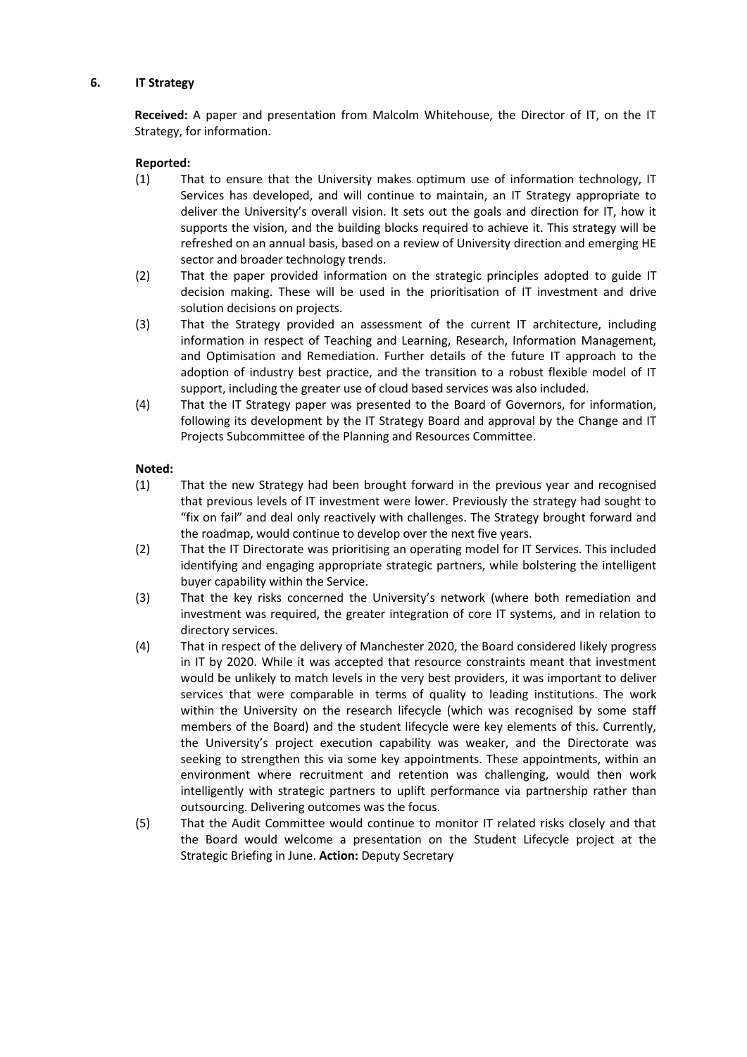## 6. IT Strategy

**Received:** A paper and presentation from Malcolm Whitehouse, the Director of IT, on the IT Strategy, for information.

**Reported:**

(1) That to ensure that the University makes optimum use of information technology, IT Services has developed, and will continue to maintain, an IT Strategy appropriate to deliver the University's overall vision. It sets out the goals and direction for IT, how it supports the vision, and the building blocks required to achieve it. This strategy will be refreshed on an annual basis, based on a review of University direction and emerging HE sector and broader technology trends.

(2) That the paper provided information on the strategic principles adopted to guide IT decision making. These will be used in the prioritisation of IT investment and drive solution decisions on projects.

(3) That the Strategy provided an assessment of the current IT architecture, including information in respect of Teaching and Learning, Research, Information Management, and Optimisation and Remediation. Further details of the future IT approach to the adoption of industry best practice, and the transition to a robust flexible model of IT support, including the greater use of cloud based services was also included.

(4) That the IT Strategy paper was presented to the Board of Governors, for information, following its development by the IT Strategy Board and approval by the Change and IT Projects Subcommittee of the Planning and Resources Committee.

**Noted:**

(1) That the new Strategy had been brought forward in the previous year and recognised that previous levels of IT investment were lower. Previously the strategy had sought to "fix on fail" and deal only reactively with challenges. The Strategy brought forward and the roadmap, would continue to develop over the next five years.

(2) That the IT Directorate was prioritising an operating model for IT Services. This included identifying and engaging appropriate strategic partners, while bolstering the intelligent buyer capability within the Service.

(3) That the key risks concerned the University's network (where both remediation and investment was required, the greater integration of core IT systems, and in relation to directory services.

(4) That in respect of the delivery of Manchester 2020, the Board considered likely progress in IT by 2020. While it was accepted that resource constraints meant that investment would be unlikely to match levels in the very best providers, it was important to deliver services that were comparable in terms of quality to leading institutions. The work within the University on the research lifecycle (which was recognised by some staff members of the Board) and the student lifecycle were key elements of this. Currently, the University's project execution capability was weaker, and the Directorate was seeking to strengthen this via some key appointments. These appointments, within an environment where recruitment and retention was challenging, would then work intelligently with strategic partners to uplift performance via partnership rather than outsourcing. Delivering outcomes was the focus.

(5) That the Audit Committee would continue to monitor IT related risks closely and that the Board would welcome a presentation on the Student Lifecycle project at the Strategic Briefing in June. **Action:** Deputy Secretary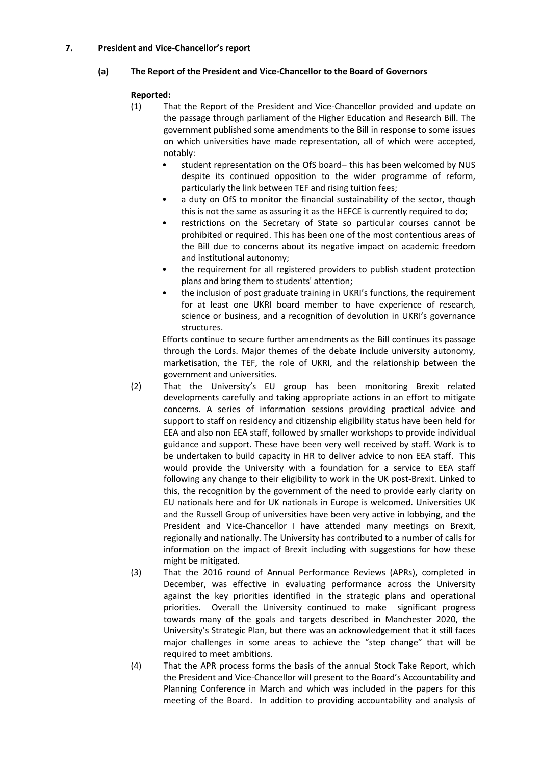## 7. President and Vice-Chancellor's report

### (a) The Report of the President and Vice-Chancellor to the Board of Governors

**Reported:**

(1) That the Report of the President and Vice-Chancellor provided and update on the passage through parliament of the Higher Education and Research Bill. The government published some amendments to the Bill in response to some issues on which universities have made representation, all of which were accepted, notably:

- student representation on the OfS board– this has been welcomed by NUS despite its continued opposition to the wider programme of reform, particularly the link between TEF and rising tuition fees;
- a duty on OfS to monitor the financial sustainability of the sector, though this is not the same as assuring it as the HEFCE is currently required to do;
- restrictions on the Secretary of State so particular courses cannot be prohibited or required. This has been one of the most contentious areas of the Bill due to concerns about its negative impact on academic freedom and institutional autonomy;
- the requirement for all registered providers to publish student protection plans and bring them to students' attention;
- the inclusion of post graduate training in UKRI's functions, the requirement for at least one UKRI board member to have experience of research, science or business, and a recognition of devolution in UKRI's governance structures.

Efforts continue to secure further amendments as the Bill continues its passage through the Lords. Major themes of the debate include university autonomy, marketisation, the TEF, the role of UKRI, and the relationship between the government and universities.

(2) That the University's EU group has been monitoring Brexit related developments carefully and taking appropriate actions in an effort to mitigate concerns. A series of information sessions providing practical advice and support to staff on residency and citizenship eligibility status have been held for EEA and also non EEA staff, followed by smaller workshops to provide individual guidance and support. These have been very well received by staff. Work is to be undertaken to build capacity in HR to deliver advice to non EEA staff. This would provide the University with a foundation for a service to EEA staff following any change to their eligibility to work in the UK post-Brexit. Linked to this, the recognition by the government of the need to provide early clarity on EU nationals here and for UK nationals in Europe is welcomed. Universities UK and the Russell Group of universities have been very active in lobbying, and the President and Vice-Chancellor I have attended many meetings on Brexit, regionally and nationally. The University has contributed to a number of calls for information on the impact of Brexit including with suggestions for how these might be mitigated.

(3) That the 2016 round of Annual Performance Reviews (APRs), completed in December, was effective in evaluating performance across the University against the key priorities identified in the strategic plans and operational priorities. Overall the University continued to make significant progress towards many of the goals and targets described in Manchester 2020, the University's Strategic Plan, but there was an acknowledgement that it still faces major challenges in some areas to achieve the "step change" that will be required to meet ambitions.

(4) That the APR process forms the basis of the annual Stock Take Report, which the President and Vice-Chancellor will present to the Board's Accountability and Planning Conference in March and which was included in the papers for this meeting of the Board. In addition to providing accountability and analysis of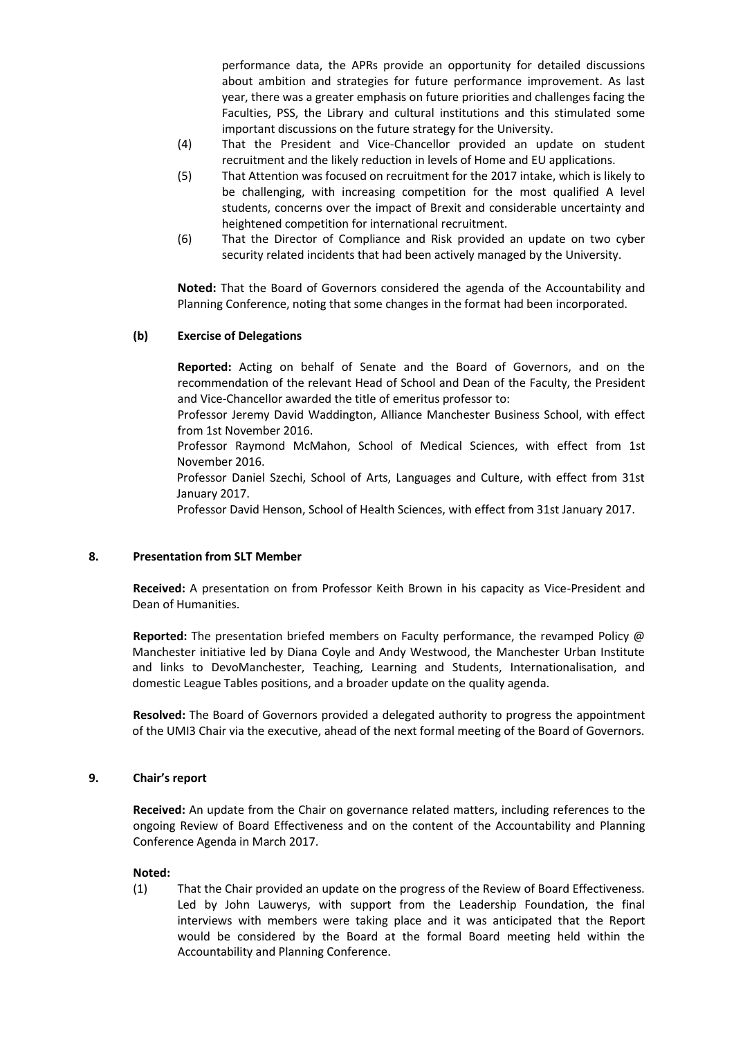performance data, the APRs provide an opportunity for detailed discussions about ambition and strategies for future performance improvement. As last year, there was a greater emphasis on future priorities and challenges facing the Faculties, PSS, the Library and cultural institutions and this stimulated some important discussions on the future strategy for the University.

(4) That the President and Vice-Chancellor provided an update on student recruitment and the likely reduction in levels of Home and EU applications.

(5) That Attention was focused on recruitment for the 2017 intake, which is likely to be challenging, with increasing competition for the most qualified A level students, concerns over the impact of Brexit and considerable uncertainty and heightened competition for international recruitment.

(6) That the Director of Compliance and Risk provided an update on two cyber security related incidents that had been actively managed by the University.

**Noted:** That the Board of Governors considered the agenda of the Accountability and Planning Conference, noting that some changes in the format had been incorporated.

**(b) Exercise of Delegations**

**Reported:** Acting on behalf of Senate and the Board of Governors, and on the recommendation of the relevant Head of School and Dean of the Faculty, the President and Vice-Chancellor awarded the title of emeritus professor to:

Professor Jeremy David Waddington, Alliance Manchester Business School, with effect from 1st November 2016.

Professor Raymond McMahon, School of Medical Sciences, with effect from 1st November 2016.

Professor Daniel Szechi, School of Arts, Languages and Culture, with effect from 31st January 2017.

Professor David Henson, School of Health Sciences, with effect from 31st January 2017.

## 8. Presentation from SLT Member

**Received:** A presentation on from Professor Keith Brown in his capacity as Vice-President and Dean of Humanities.

**Reported:** The presentation briefed members on Faculty performance, the revamped Policy @ Manchester initiative led by Diana Coyle and Andy Westwood, the Manchester Urban Institute and links to DevoManchester, Teaching, Learning and Students, Internationalisation, and domestic League Tables positions, and a broader update on the quality agenda.

**Resolved:** The Board of Governors provided a delegated authority to progress the appointment of the UMI3 Chair via the executive, ahead of the next formal meeting of the Board of Governors.

## 9. Chair's report

**Received:** An update from the Chair on governance related matters, including references to the ongoing Review of Board Effectiveness and on the content of the Accountability and Planning Conference Agenda in March 2017.

**Noted:**

(1) That the Chair provided an update on the progress of the Review of Board Effectiveness. Led by John Lauwerys, with support from the Leadership Foundation, the final interviews with members were taking place and it was anticipated that the Report would be considered by the Board at the formal Board meeting held within the Accountability and Planning Conference.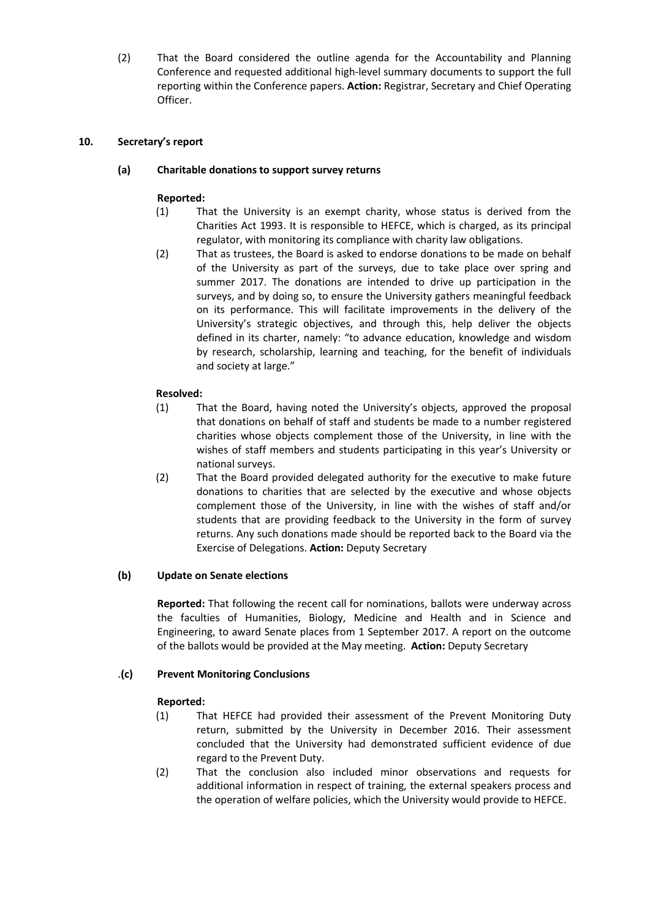(2) That the Board considered the outline agenda for the Accountability and Planning Conference and requested additional high-level summary documents to support the full reporting within the Conference papers. **Action:** Registrar, Secretary and Chief Operating Officer.

## 10. Secretary's report

### (a) Charitable donations to support survey returns

**Reported:**

(1) That the University is an exempt charity, whose status is derived from the Charities Act 1993. It is responsible to HEFCE, which is charged, as its principal regulator, with monitoring its compliance with charity law obligations.

(2) That as trustees, the Board is asked to endorse donations to be made on behalf of the University as part of the surveys, due to take place over spring and summer 2017. The donations are intended to drive up participation in the surveys, and by doing so, to ensure the University gathers meaningful feedback on its performance. This will facilitate improvements in the delivery of the University's strategic objectives, and through this, help deliver the objects defined in its charter, namely: "to advance education, knowledge and wisdom by research, scholarship, learning and teaching, for the benefit of individuals and society at large."

**Resolved:**

(1) That the Board, having noted the University's objects, approved the proposal that donations on behalf of staff and students be made to a number registered charities whose objects complement those of the University, in line with the wishes of staff members and students participating in this year's University or national surveys.

(2) That the Board provided delegated authority for the executive to make future donations to charities that are selected by the executive and whose objects complement those of the University, in line with the wishes of staff and/or students that are providing feedback to the University in the form of survey returns. Any such donations made should be reported back to the Board via the Exercise of Delegations. **Action:** Deputy Secretary

### (b) Update on Senate elections

**Reported:** That following the recent call for nominations, ballots were underway across the faculties of Humanities, Biology, Medicine and Health and in Science and Engineering, to award Senate places from 1 September 2017. A report on the outcome of the ballots would be provided at the May meeting. **Action:** Deputy Secretary

### .(c) Prevent Monitoring Conclusions

**Reported:**

(1) That HEFCE had provided their assessment of the Prevent Monitoring Duty return, submitted by the University in December 2016. Their assessment concluded that the University had demonstrated sufficient evidence of due regard to the Prevent Duty.

(2) That the conclusion also included minor observations and requests for additional information in respect of training, the external speakers process and the operation of welfare policies, which the University would provide to HEFCE.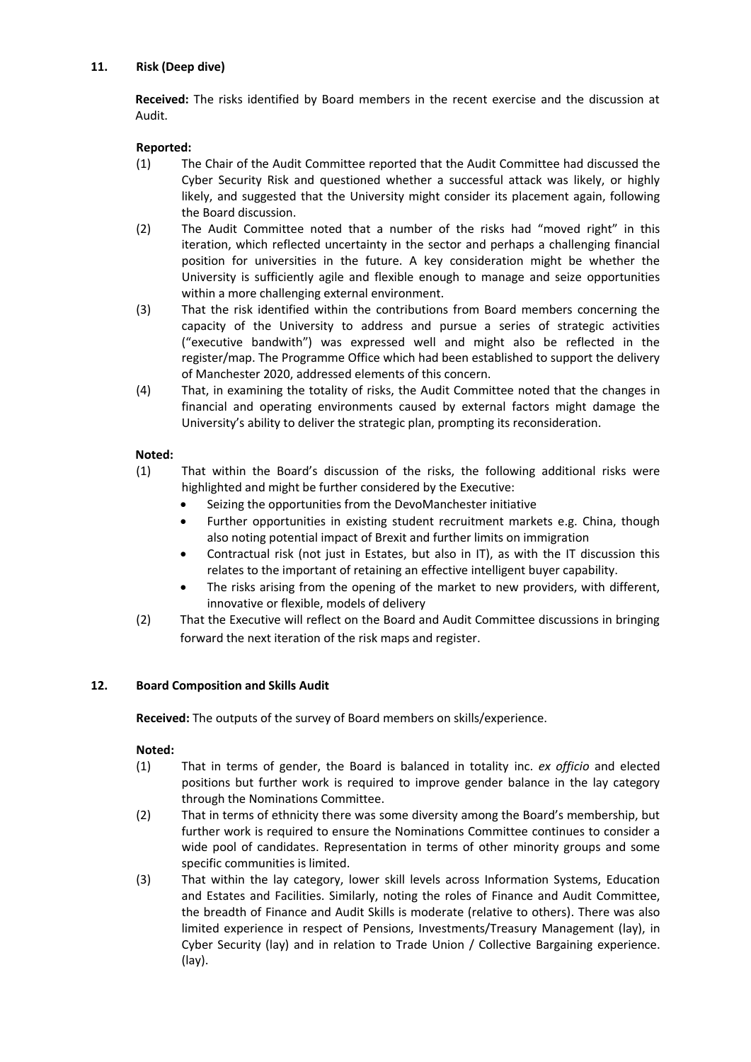## 11. Risk (Deep dive)

**Received:** The risks identified by Board members in the recent exercise and the discussion at Audit.

**Reported:**

(1) The Chair of the Audit Committee reported that the Audit Committee had discussed the Cyber Security Risk and questioned whether a successful attack was likely, or highly likely, and suggested that the University might consider its placement again, following the Board discussion.

(2) The Audit Committee noted that a number of the risks had "moved right" in this iteration, which reflected uncertainty in the sector and perhaps a challenging financial position for universities in the future. A key consideration might be whether the University is sufficiently agile and flexible enough to manage and seize opportunities within a more challenging external environment.

(3) That the risk identified within the contributions from Board members concerning the capacity of the University to address and pursue a series of strategic activities ("executive bandwith") was expressed well and might also be reflected in the register/map. The Programme Office which had been established to support the delivery of Manchester 2020, addressed elements of this concern.

(4) That, in examining the totality of risks, the Audit Committee noted that the changes in financial and operating environments caused by external factors might damage the University's ability to deliver the strategic plan, prompting its reconsideration.

**Noted:**

(1) That within the Board's discussion of the risks, the following additional risks were highlighted and might be further considered by the Executive:
- Seizing the opportunities from the DevoManchester initiative
- Further opportunities in existing student recruitment markets e.g. China, though also noting potential impact of Brexit and further limits on immigration
- Contractual risk (not just in Estates, but also in IT), as with the IT discussion this relates to the important of retaining an effective intelligent buyer capability.
- The risks arising from the opening of the market to new providers, with different, innovative or flexible, models of delivery

(2) That the Executive will reflect on the Board and Audit Committee discussions in bringing forward the next iteration of the risk maps and register.

## 12. Board Composition and Skills Audit

**Received:** The outputs of the survey of Board members on skills/experience.

**Noted:**

(1) That in terms of gender, the Board is balanced in totality inc. *ex officio* and elected positions but further work is required to improve gender balance in the lay category through the Nominations Committee.

(2) That in terms of ethnicity there was some diversity among the Board's membership, but further work is required to ensure the Nominations Committee continues to consider a wide pool of candidates. Representation in terms of other minority groups and some specific communities is limited.

(3) That within the lay category, lower skill levels across Information Systems, Education and Estates and Facilities. Similarly, noting the roles of Finance and Audit Committee, the breadth of Finance and Audit Skills is moderate (relative to others). There was also limited experience in respect of Pensions, Investments/Treasury Management (lay), in Cyber Security (lay) and in relation to Trade Union / Collective Bargaining experience. (lay).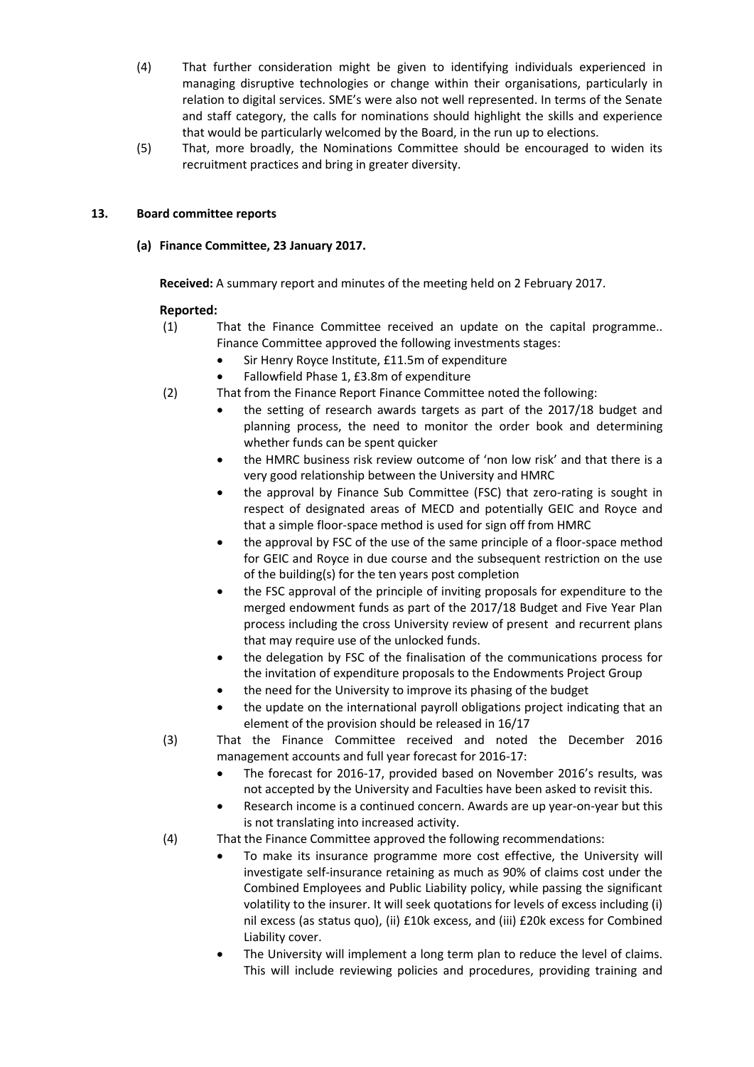(4) That further consideration might be given to identifying individuals experienced in managing disruptive technologies or change within their organisations, particularly in relation to digital services. SME's were also not well represented. In terms of the Senate and staff category, the calls for nominations should highlight the skills and experience that would be particularly welcomed by the Board, in the run up to elections.

(5) That, more broadly, the Nominations Committee should be encouraged to widen its recruitment practices and bring in greater diversity.

## 13. Board committee reports

### (a) Finance Committee, 23 January 2017.

**Received:** A summary report and minutes of the meeting held on 2 February 2017.

**Reported:**

(1) That the Finance Committee received an update on the capital programme.. Finance Committee approved the following investments stages:

- Sir Henry Royce Institute, £11.5m of expenditure
- Fallowfield Phase 1, £3.8m of expenditure

(2) That from the Finance Report Finance Committee noted the following:

- the setting of research awards targets as part of the 2017/18 budget and planning process, the need to monitor the order book and determining whether funds can be spent quicker
- the HMRC business risk review outcome of 'non low risk' and that there is a very good relationship between the University and HMRC
- the approval by Finance Sub Committee (FSC) that zero-rating is sought in respect of designated areas of MECD and potentially GEIC and Royce and that a simple floor-space method is used for sign off from HMRC
- the approval by FSC of the use of the same principle of a floor-space method for GEIC and Royce in due course and the subsequent restriction on the use of the building(s) for the ten years post completion
- the FSC approval of the principle of inviting proposals for expenditure to the merged endowment funds as part of the 2017/18 Budget and Five Year Plan process including the cross University review of present and recurrent plans that may require use of the unlocked funds.
- the delegation by FSC of the finalisation of the communications process for the invitation of expenditure proposals to the Endowments Project Group
- the need for the University to improve its phasing of the budget
- the update on the international payroll obligations project indicating that an element of the provision should be released in 16/17

(3) That the Finance Committee received and noted the December 2016 management accounts and full year forecast for 2016-17:

- The forecast for 2016-17, provided based on November 2016's results, was not accepted by the University and Faculties have been asked to revisit this.
- Research income is a continued concern. Awards are up year-on-year but this is not translating into increased activity.

(4) That the Finance Committee approved the following recommendations:

- To make its insurance programme more cost effective, the University will investigate self-insurance retaining as much as 90% of claims cost under the Combined Employees and Public Liability policy, while passing the significant volatility to the insurer. It will seek quotations for levels of excess including (i) nil excess (as status quo), (ii) £10k excess, and (iii) £20k excess for Combined Liability cover.
- The University will implement a long term plan to reduce the level of claims. This will include reviewing policies and procedures, providing training and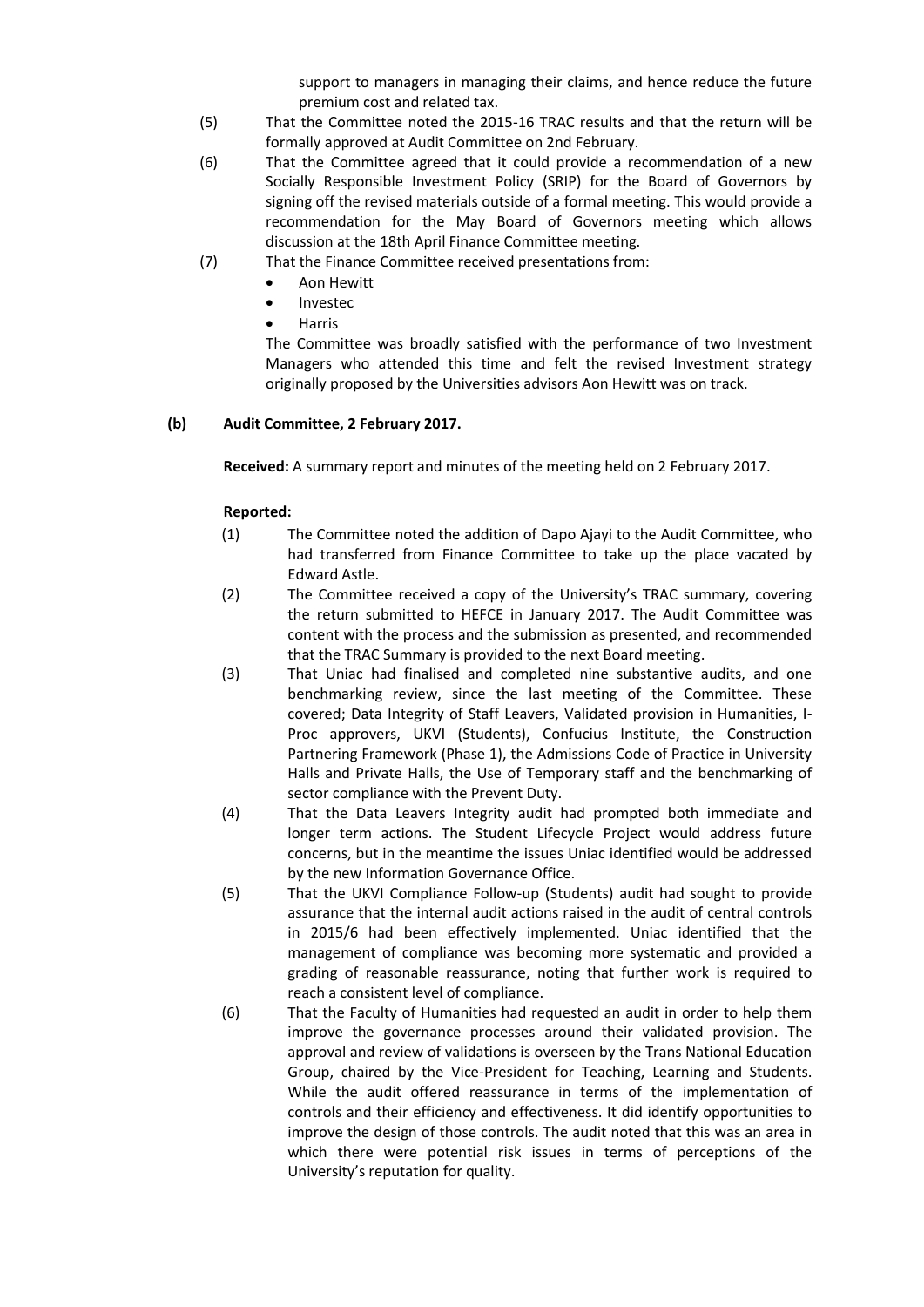support to managers in managing their claims, and hence reduce the future premium cost and related tax.

(5) That the Committee noted the 2015-16 TRAC results and that the return will be formally approved at Audit Committee on 2nd February.

(6) That the Committee agreed that it could provide a recommendation of a new Socially Responsible Investment Policy (SRIP) for the Board of Governors by signing off the revised materials outside of a formal meeting. This would provide a recommendation for the May Board of Governors meeting which allows discussion at the 18th April Finance Committee meeting.

(7) That the Finance Committee received presentations from:

- Aon Hewitt
- Investec
- Harris

The Committee was broadly satisfied with the performance of two Investment Managers who attended this time and felt the revised Investment strategy originally proposed by the Universities advisors Aon Hewitt was on track.

**(b) Audit Committee, 2 February 2017.**

**Received:** A summary report and minutes of the meeting held on 2 February 2017.

**Reported:**

(1) The Committee noted the addition of Dapo Ajayi to the Audit Committee, who had transferred from Finance Committee to take up the place vacated by Edward Astle.

(2) The Committee received a copy of the University's TRAC summary, covering the return submitted to HEFCE in January 2017. The Audit Committee was content with the process and the submission as presented, and recommended that the TRAC Summary is provided to the next Board meeting.

(3) That Uniac had finalised and completed nine substantive audits, and one benchmarking review, since the last meeting of the Committee. These covered; Data Integrity of Staff Leavers, Validated provision in Humanities, I-Proc approvers, UKVI (Students), Confucius Institute, the Construction Partnering Framework (Phase 1), the Admissions Code of Practice in University Halls and Private Halls, the Use of Temporary staff and the benchmarking of sector compliance with the Prevent Duty.

(4) That the Data Leavers Integrity audit had prompted both immediate and longer term actions. The Student Lifecycle Project would address future concerns, but in the meantime the issues Uniac identified would be addressed by the new Information Governance Office.

(5) That the UKVI Compliance Follow-up (Students) audit had sought to provide assurance that the internal audit actions raised in the audit of central controls in 2015/6 had been effectively implemented. Uniac identified that the management of compliance was becoming more systematic and provided a grading of reasonable reassurance, noting that further work is required to reach a consistent level of compliance.

(6) That the Faculty of Humanities had requested an audit in order to help them improve the governance processes around their validated provision. The approval and review of validations is overseen by the Trans National Education Group, chaired by the Vice-President for Teaching, Learning and Students. While the audit offered reassurance in terms of the implementation of controls and their efficiency and effectiveness. It did identify opportunities to improve the design of those controls. The audit noted that this was an area in which there were potential risk issues in terms of perceptions of the University's reputation for quality.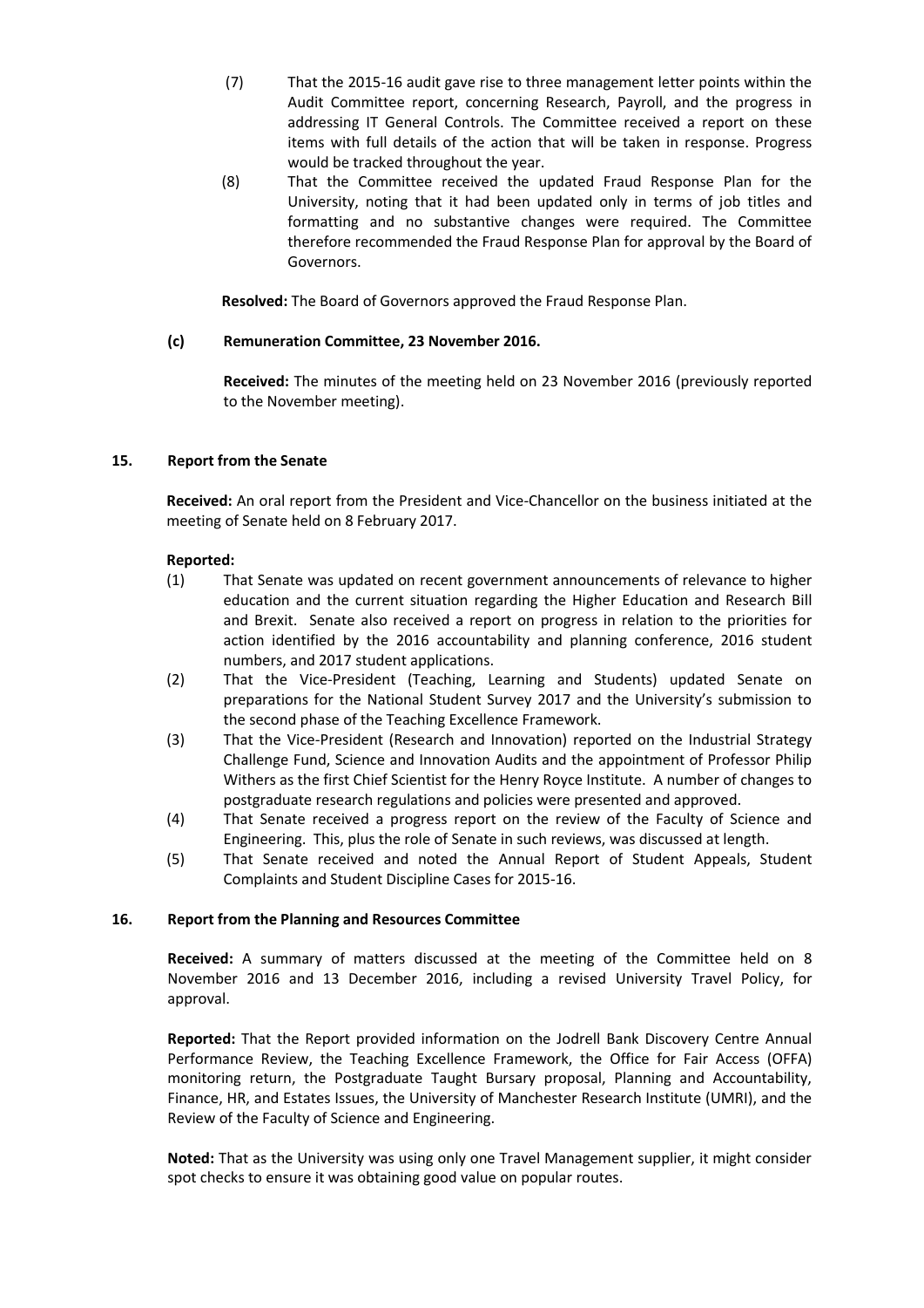(7) That the 2015-16 audit gave rise to three management letter points within the Audit Committee report, concerning Research, Payroll, and the progress in addressing IT General Controls. The Committee received a report on these items with full details of the action that will be taken in response. Progress would be tracked throughout the year.

(8) That the Committee received the updated Fraud Response Plan for the University, noting that it had been updated only in terms of job titles and formatting and no substantive changes were required. The Committee therefore recommended the Fraud Response Plan for approval by the Board of Governors.

**Resolved:** The Board of Governors approved the Fraud Response Plan.

**(c) Remuneration Committee, 23 November 2016.**

**Received:** The minutes of the meeting held on 23 November 2016 (previously reported to the November meeting).

## 15. Report from the Senate

**Received:** An oral report from the President and Vice-Chancellor on the business initiated at the meeting of Senate held on 8 February 2017.

**Reported:**

(1) That Senate was updated on recent government announcements of relevance to higher education and the current situation regarding the Higher Education and Research Bill and Brexit. Senate also received a report on progress in relation to the priorities for action identified by the 2016 accountability and planning conference, 2016 student numbers, and 2017 student applications.

(2) That the Vice-President (Teaching, Learning and Students) updated Senate on preparations for the National Student Survey 2017 and the University's submission to the second phase of the Teaching Excellence Framework.

(3) That the Vice-President (Research and Innovation) reported on the Industrial Strategy Challenge Fund, Science and Innovation Audits and the appointment of Professor Philip Withers as the first Chief Scientist for the Henry Royce Institute. A number of changes to postgraduate research regulations and policies were presented and approved.

(4) That Senate received a progress report on the review of the Faculty of Science and Engineering. This, plus the role of Senate in such reviews, was discussed at length.

(5) That Senate received and noted the Annual Report of Student Appeals, Student Complaints and Student Discipline Cases for 2015-16.

## 16. Report from the Planning and Resources Committee

**Received:** A summary of matters discussed at the meeting of the Committee held on 8 November 2016 and 13 December 2016, including a revised University Travel Policy, for approval.

**Reported:** That the Report provided information on the Jodrell Bank Discovery Centre Annual Performance Review, the Teaching Excellence Framework, the Office for Fair Access (OFFA) monitoring return, the Postgraduate Taught Bursary proposal, Planning and Accountability, Finance, HR, and Estates Issues, the University of Manchester Research Institute (UMRI), and the Review of the Faculty of Science and Engineering.

**Noted:** That as the University was using only one Travel Management supplier, it might consider spot checks to ensure it was obtaining good value on popular routes.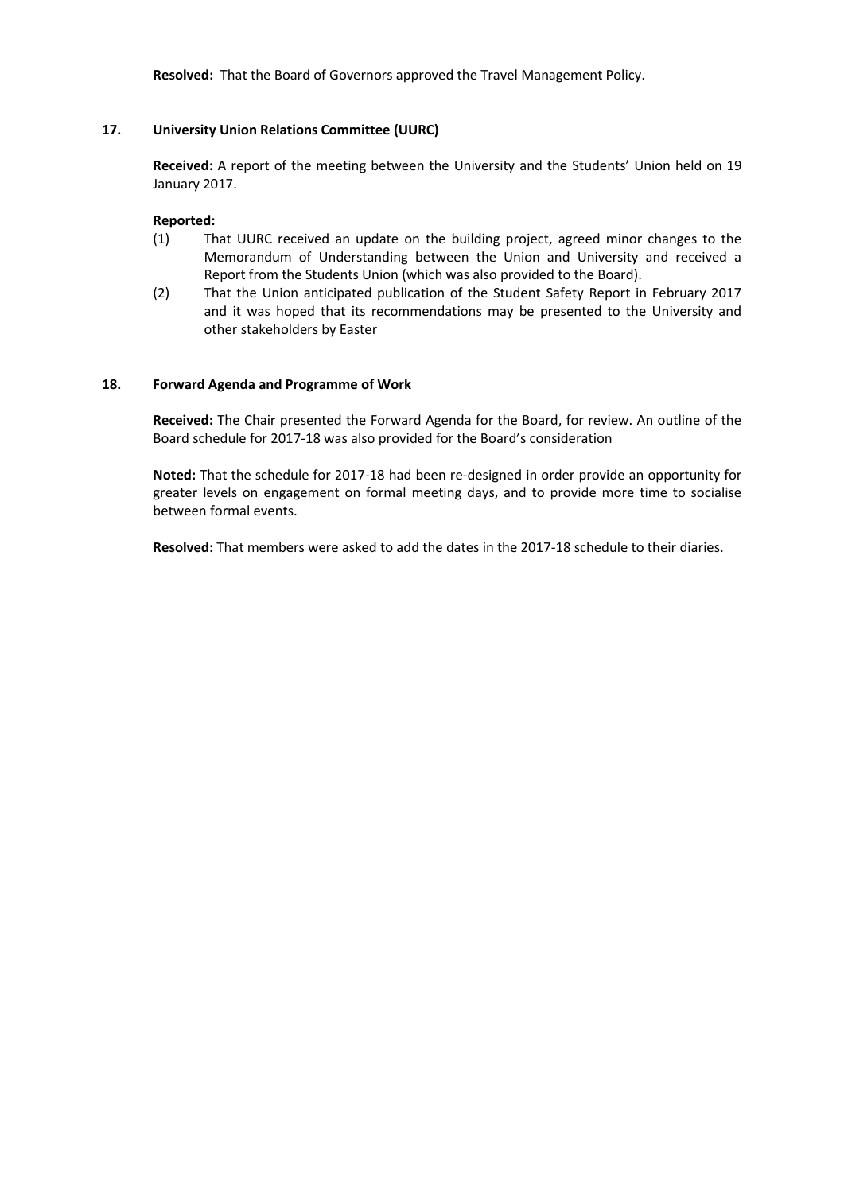**Resolved:** That the Board of Governors approved the Travel Management Policy.

## 17. University Union Relations Committee (UURC)

**Received:** A report of the meeting between the University and the Students' Union held on 19 January 2017.

**Reported:**

(1) That UURC received an update on the building project, agreed minor changes to the Memorandum of Understanding between the Union and University and received a Report from the Students Union (which was also provided to the Board).

(2) That the Union anticipated publication of the Student Safety Report in February 2017 and it was hoped that its recommendations may be presented to the University and other stakeholders by Easter

## 18. Forward Agenda and Programme of Work

**Received:** The Chair presented the Forward Agenda for the Board, for review. An outline of the Board schedule for 2017-18 was also provided for the Board's consideration

**Noted:** That the schedule for 2017-18 had been re-designed in order provide an opportunity for greater levels on engagement on formal meeting days, and to provide more time to socialise between formal events.

**Resolved:** That members were asked to add the dates in the 2017-18 schedule to their diaries.